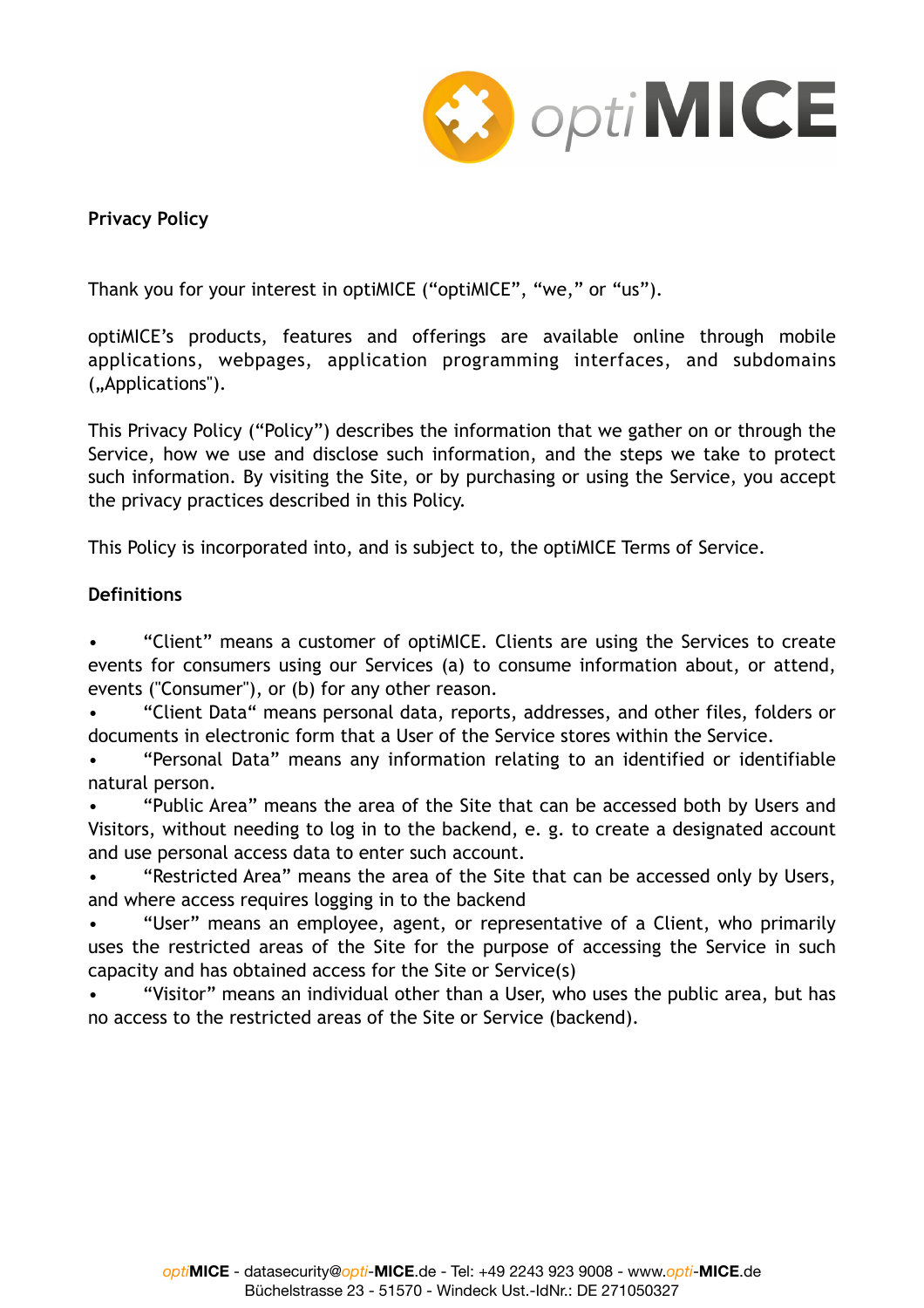**Privacy Policy**

Thank you for your interest in optiMICE (“optiMICE”, “we,” or “us”).

optiMICE’s products, features and offerings are available online through mobile applications, webpages, application programming interfaces, and subdomains („Applications").

This Privacy Policy (“Policy”) describes the information that we gather on or through the Service, how we use and disclose such information, and the steps we take to protect such information. By visiting the Site, or by purchasing or using the Service, you accept the privacy practices described in this Policy.

This Policy is incorporated into, and is subject to, the optiMICE Terms of Service.

**Definitions**

- “Client” means a customer of optiMICE. Clients are using the Services to create events for consumers using our Services (a) to consume information about, or attend, events ("Consumer"), or (b) for any other reason.
- “Client Data“ means personal data, reports, addresses, and other files, folders or documents in electronic form that a User of the Service stores within the Service.
- “Personal Data” means any information relating to an identified or identifiable natural person.
- “Public Area” means the area of the Site that can be accessed both by Users and Visitors, without needing to log in to the backend, e. g. to create a designated account and use personal access data to enter such account.
- “Restricted Area” means the area of the Site that can be accessed only by Users, and where access requires logging in to the backend
- “User” means an employee, agent, or representative of a Client, who primarily uses the restricted areas of the Site for the purpose of accessing the Service in such capacity and has obtained access for the Site or Service(s)
- “Visitor” means an individual other than a User, who uses the public area, but has no access to the restricted areas of the Site or Service (backend).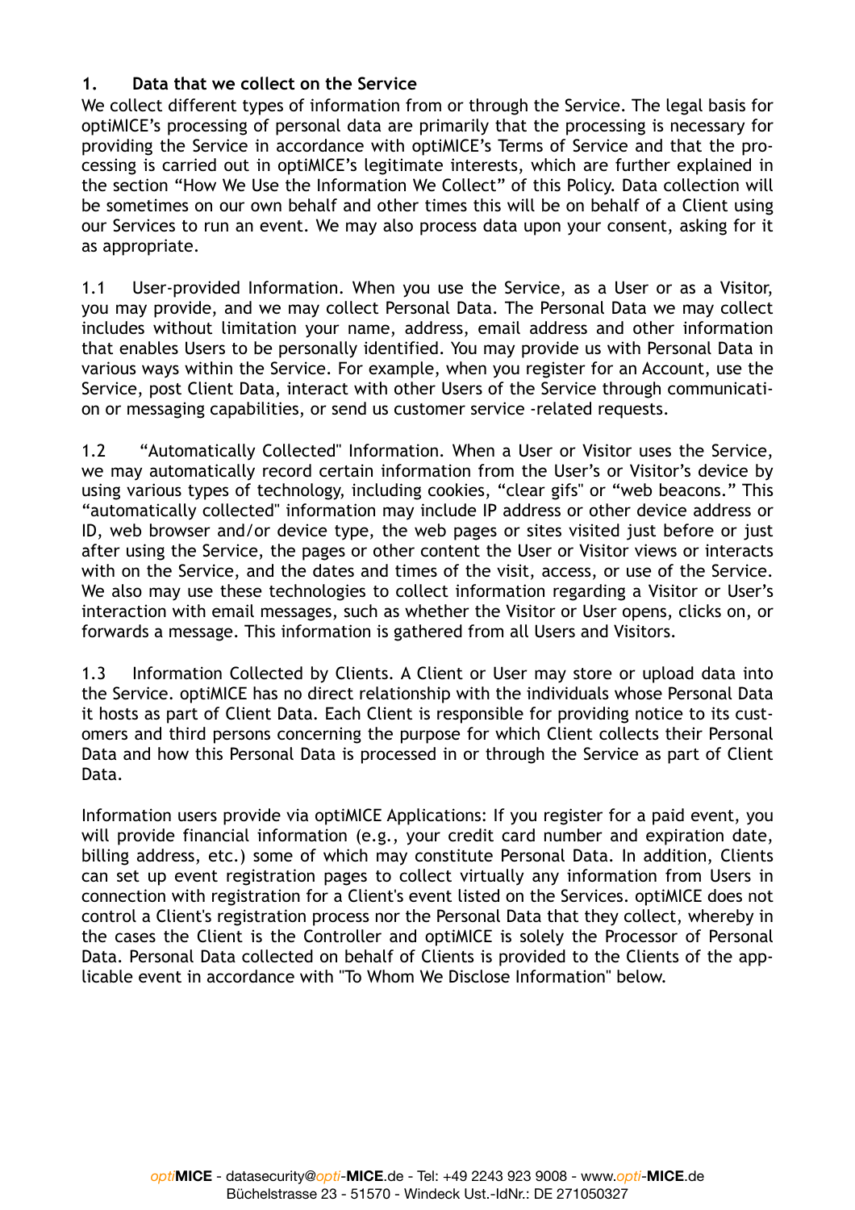## 1. Data that we collect on the Service

We collect different types of information from or through the Service. The legal basis for optiMICE's processing of personal data are primarily that the processing is necessary for providing the Service in accordance with optiMICE's Terms of Service and that the processing is carried out in optiMICE's legitimate interests, which are further explained in the section "How We Use the Information We Collect" of this Policy. Data collection will be sometimes on our own behalf and other times this will be on behalf of a Client using our Services to run an event. We may also process data upon your consent, asking for it as appropriate.

1.1 User-provided Information. When you use the Service, as a User or as a Visitor, you may provide, and we may collect Personal Data. The Personal Data we may collect includes without limitation your name, address, email address and other information that enables Users to be personally identified. You may provide us with Personal Data in various ways within the Service. For example, when you register for an Account, use the Service, post Client Data, interact with other Users of the Service through communication or messaging capabilities, or send us customer service -related requests.

1.2 "Automatically Collected" Information. When a User or Visitor uses the Service, we may automatically record certain information from the User's or Visitor's device by using various types of technology, including cookies, "clear gifs" or "web beacons." This "automatically collected" information may include IP address or other device address or ID, web browser and/or device type, the web pages or sites visited just before or just after using the Service, the pages or other content the User or Visitor views or interacts with on the Service, and the dates and times of the visit, access, or use of the Service. We also may use these technologies to collect information regarding a Visitor or User's interaction with email messages, such as whether the Visitor or User opens, clicks on, or forwards a message. This information is gathered from all Users and Visitors.

1.3 Information Collected by Clients. A Client or User may store or upload data into the Service. optiMICE has no direct relationship with the individuals whose Personal Data it hosts as part of Client Data. Each Client is responsible for providing notice to its customers and third persons concerning the purpose for which Client collects their Personal Data and how this Personal Data is processed in or through the Service as part of Client Data.

Information users provide via optiMICE Applications: If you register for a paid event, you will provide financial information (e.g., your credit card number and expiration date, billing address, etc.) some of which may constitute Personal Data. In addition, Clients can set up event registration pages to collect virtually any information from Users in connection with registration for a Client's event listed on the Services. optiMICE does not control a Client's registration process nor the Personal Data that they collect, whereby in the cases the Client is the Controller and optiMICE is solely the Processor of Personal Data. Personal Data collected on behalf of Clients is provided to the Clients of the applicable event in accordance with "To Whom We Disclose Information" below.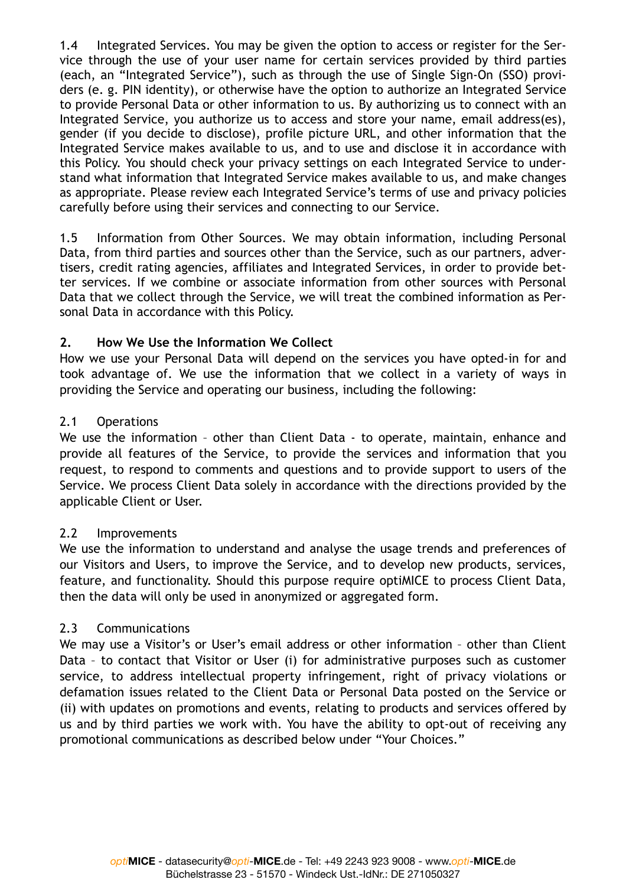1.4 Integrated Services. You may be given the option to access or register for the Service through the use of your user name for certain services provided by third parties (each, an "Integrated Service"), such as through the use of Single Sign-On (SSO) providers (e. g. PIN identity), or otherwise have the option to authorize an Integrated Service to provide Personal Data or other information to us. By authorizing us to connect with an Integrated Service, you authorize us to access and store your name, email address(es), gender (if you decide to disclose), profile picture URL, and other information that the Integrated Service makes available to us, and to use and disclose it in accordance with this Policy. You should check your privacy settings on each Integrated Service to understand what information that Integrated Service makes available to us, and make changes as appropriate. Please review each Integrated Service's terms of use and privacy policies carefully before using their services and connecting to our Service.

1.5 Information from Other Sources. We may obtain information, including Personal Data, from third parties and sources other than the Service, such as our partners, advertisers, credit rating agencies, affiliates and Integrated Services, in order to provide better services. If we combine or associate information from other sources with Personal Data that we collect through the Service, we will treat the combined information as Personal Data in accordance with this Policy.

## 2. How We Use the Information We Collect

How we use your Personal Data will depend on the services you have opted-in for and took advantage of. We use the information that we collect in a variety of ways in providing the Service and operating our business, including the following:

### 2.1 Operations

We use the information – other than Client Data - to operate, maintain, enhance and provide all features of the Service, to provide the services and information that you request, to respond to comments and questions and to provide support to users of the Service. We process Client Data solely in accordance with the directions provided by the applicable Client or User.

### 2.2 Improvements

We use the information to understand and analyse the usage trends and preferences of our Visitors and Users, to improve the Service, and to develop new products, services, feature, and functionality. Should this purpose require optiMICE to process Client Data, then the data will only be used in anonymized or aggregated form.

### 2.3 Communications

We may use a Visitor's or User's email address or other information – other than Client Data – to contact that Visitor or User (i) for administrative purposes such as customer service, to address intellectual property infringement, right of privacy violations or defamation issues related to the Client Data or Personal Data posted on the Service or (ii) with updates on promotions and events, relating to products and services offered by us and by third parties we work with. You have the ability to opt-out of receiving any promotional communications as described below under "Your Choices."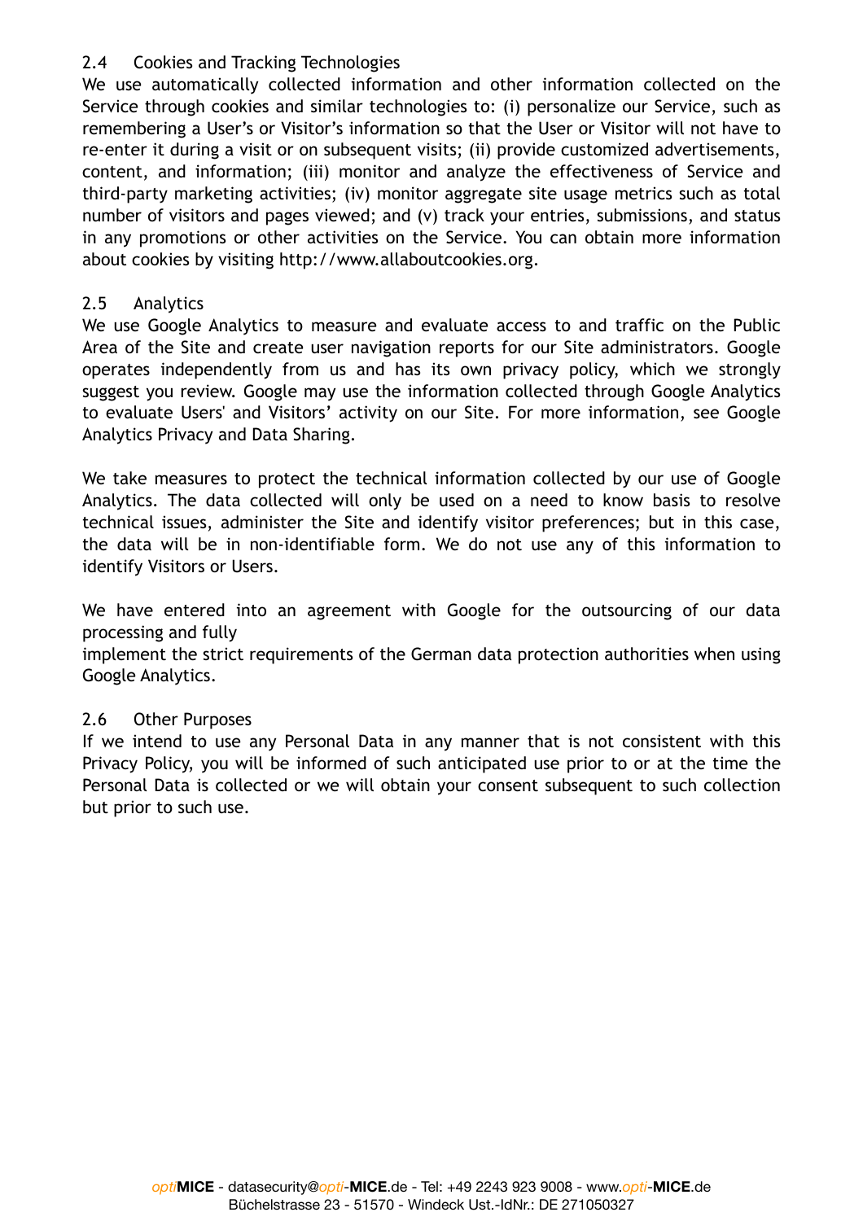### 2.4 Cookies and Tracking Technologies

We use automatically collected information and other information collected on the Service through cookies and similar technologies to: (i) personalize our Service, such as remembering a User's or Visitor's information so that the User or Visitor will not have to re-enter it during a visit or on subsequent visits; (ii) provide customized advertisements, content, and information; (iii) monitor and analyze the effectiveness of Service and third-party marketing activities; (iv) monitor aggregate site usage metrics such as total number of visitors and pages viewed; and (v) track your entries, submissions, and status in any promotions or other activities on the Service. You can obtain more information about cookies by visiting http://www.allaboutcookies.org.

### 2.5 Analytics

We use Google Analytics to measure and evaluate access to and traffic on the Public Area of the Site and create user navigation reports for our Site administrators. Google operates independently from us and has its own privacy policy, which we strongly suggest you review. Google may use the information collected through Google Analytics to evaluate Users' and Visitors' activity on our Site. For more information, see Google Analytics Privacy and Data Sharing.

We take measures to protect the technical information collected by our use of Google Analytics. The data collected will only be used on a need to know basis to resolve technical issues, administer the Site and identify visitor preferences; but in this case, the data will be in non-identifiable form. We do not use any of this information to identify Visitors or Users.

We have entered into an agreement with Google for the outsourcing of our data processing and fully
implement the strict requirements of the German data protection authorities when using Google Analytics.

### 2.6 Other Purposes

If we intend to use any Personal Data in any manner that is not consistent with this Privacy Policy, you will be informed of such anticipated use prior to or at the time the Personal Data is collected or we will obtain your consent subsequent to such collection but prior to such use.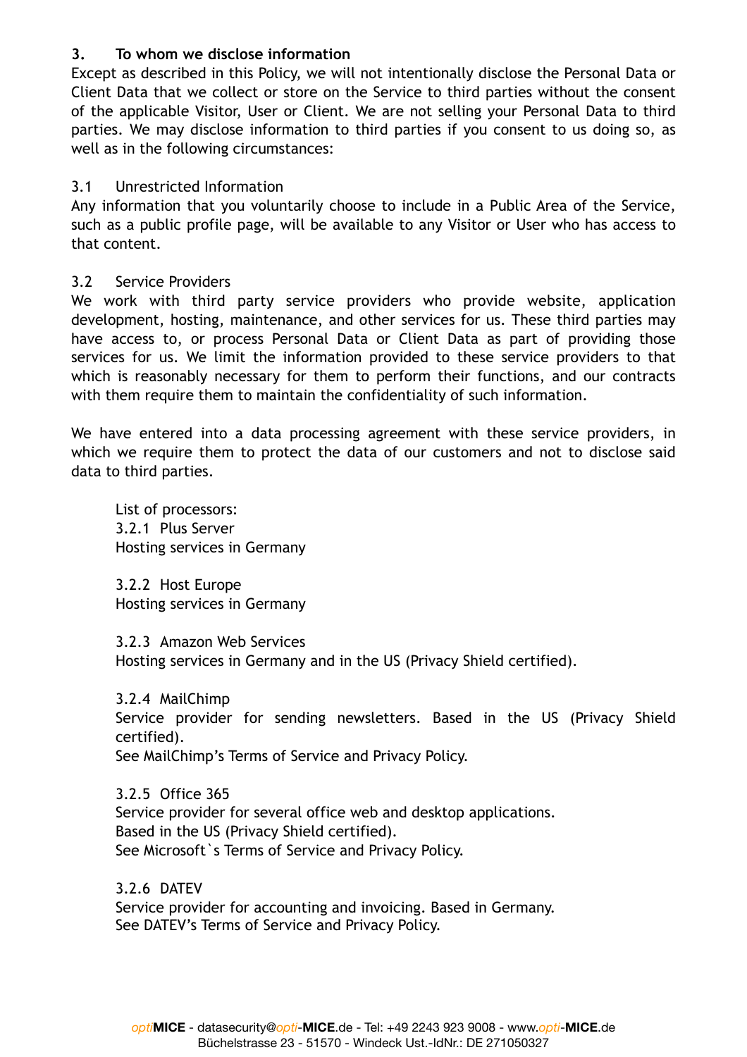## 3. To whom we disclose information

Except as described in this Policy, we will not intentionally disclose the Personal Data or Client Data that we collect or store on the Service to third parties without the consent of the applicable Visitor, User or Client. We are not selling your Personal Data to third parties. We may disclose information to third parties if you consent to us doing so, as well as in the following circumstances:

### 3.1 Unrestricted Information

Any information that you voluntarily choose to include in a Public Area of the Service, such as a public profile page, will be available to any Visitor or User who has access to that content.

### 3.2 Service Providers

We work with third party service providers who provide website, application development, hosting, maintenance, and other services for us. These third parties may have access to, or process Personal Data or Client Data as part of providing those services for us. We limit the information provided to these service providers to that which is reasonably necessary for them to perform their functions, and our contracts with them require them to maintain the confidentiality of such information.

We have entered into a data processing agreement with these service providers, in which we require them to protect the data of our customers and not to disclose said data to third parties.

List of processors:

3.2.1 Plus Server
Hosting services in Germany

3.2.2 Host Europe
Hosting services in Germany

3.2.3 Amazon Web Services
Hosting services in Germany and in the US (Privacy Shield certified).

3.2.4 MailChimp
Service provider for sending newsletters. Based in the US (Privacy Shield certified).
See MailChimp's Terms of Service and Privacy Policy.

3.2.5 Office 365
Service provider for several office web and desktop applications.
Based in the US (Privacy Shield certified).
See Microsoft`s Terms of Service and Privacy Policy.

3.2.6 DATEV
Service provider for accounting and invoicing. Based in Germany.
See DATEV's Terms of Service and Privacy Policy.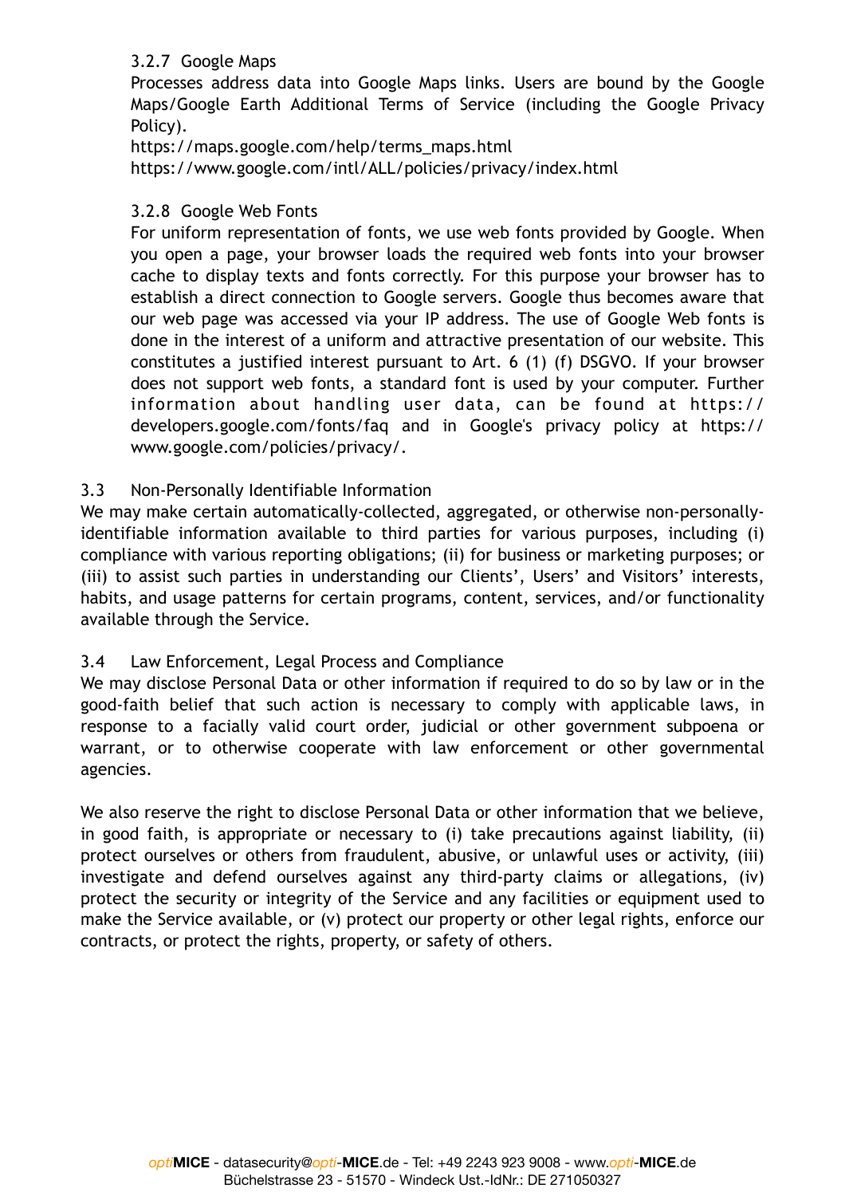#### 3.2.7 Google Maps

Processes address data into Google Maps links. Users are bound by the Google Maps/Google Earth Additional Terms of Service (including the Google Privacy Policy).
https://maps.google.com/help/terms_maps.html
https://www.google.com/intl/ALL/policies/privacy/index.html

#### 3.2.8 Google Web Fonts

For uniform representation of fonts, we use web fonts provided by Google. When you open a page, your browser loads the required web fonts into your browser cache to display texts and fonts correctly. For this purpose your browser has to establish a direct connection to Google servers. Google thus becomes aware that our web page was accessed via your IP address. The use of Google Web fonts is done in the interest of a uniform and attractive presentation of our website. This constitutes a justified interest pursuant to Art. 6 (1) (f) DSGVO. If your browser does not support web fonts, a standard font is used by your computer. Further information about handling user data, can be found at https://developers.google.com/fonts/faq and in Google's privacy policy at https://www.google.com/policies/privacy/.

### 3.3 Non-Personally Identifiable Information

We may make certain automatically-collected, aggregated, or otherwise non-personally-identifiable information available to third parties for various purposes, including (i) compliance with various reporting obligations; (ii) for business or marketing purposes; or (iii) to assist such parties in understanding our Clients', Users' and Visitors' interests, habits, and usage patterns for certain programs, content, services, and/or functionality available through the Service.

### 3.4 Law Enforcement, Legal Process and Compliance

We may disclose Personal Data or other information if required to do so by law or in the good-faith belief that such action is necessary to comply with applicable laws, in response to a facially valid court order, judicial or other government subpoena or warrant, or to otherwise cooperate with law enforcement or other governmental agencies.

We also reserve the right to disclose Personal Data or other information that we believe, in good faith, is appropriate or necessary to (i) take precautions against liability, (ii) protect ourselves or others from fraudulent, abusive, or unlawful uses or activity, (iii) investigate and defend ourselves against any third-party claims or allegations, (iv) protect the security or integrity of the Service and any facilities or equipment used to make the Service available, or (v) protect our property or other legal rights, enforce our contracts, or protect the rights, property, or safety of others.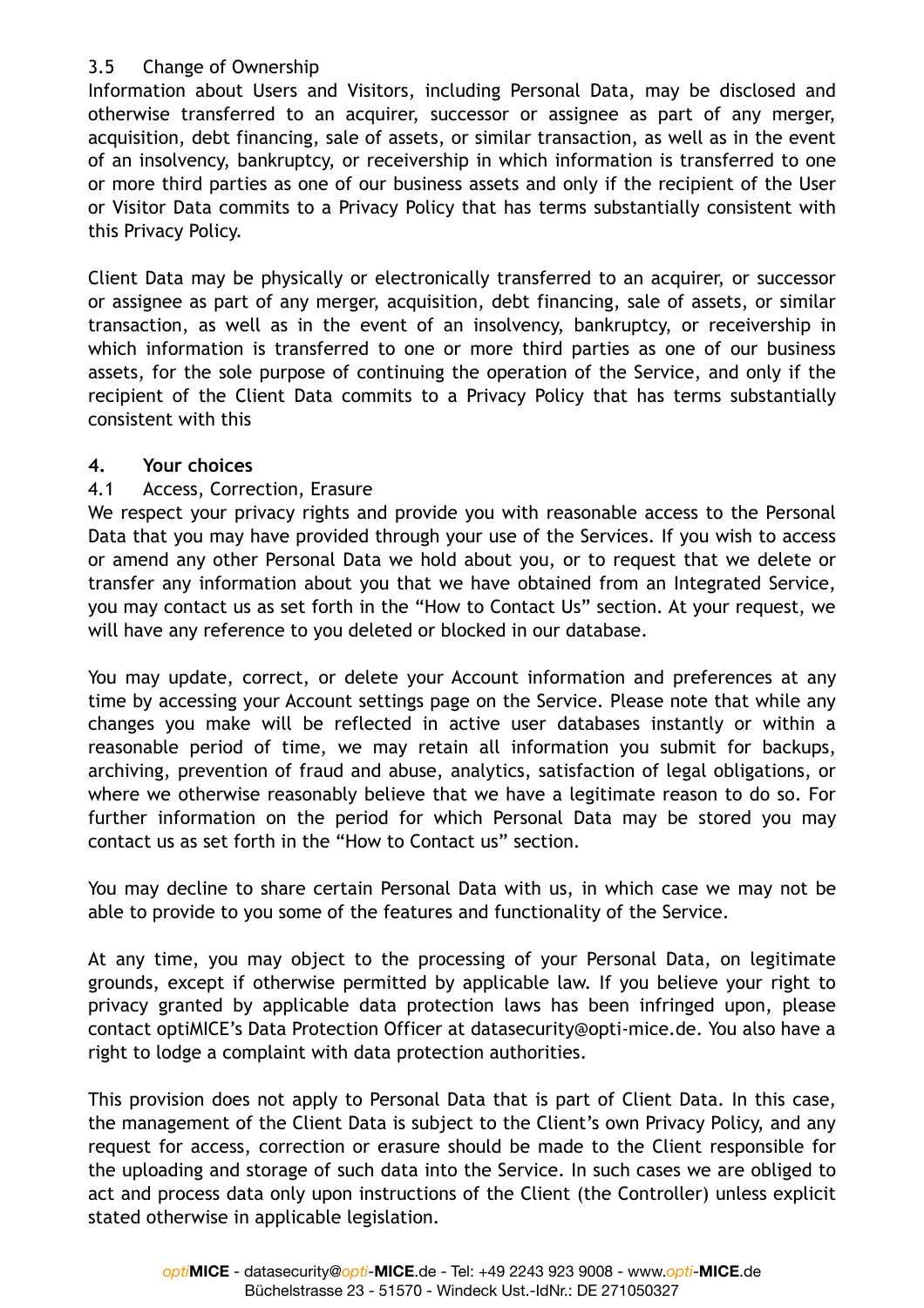### 3.5 Change of Ownership

Information about Users and Visitors, including Personal Data, may be disclosed and otherwise transferred to an acquirer, successor or assignee as part of any merger, acquisition, debt financing, sale of assets, or similar transaction, as well as in the event of an insolvency, bankruptcy, or receivership in which information is transferred to one or more third parties as one of our business assets and only if the recipient of the User or Visitor Data commits to a Privacy Policy that has terms substantially consistent with this Privacy Policy.

Client Data may be physically or electronically transferred to an acquirer, or successor or assignee as part of any merger, acquisition, debt financing, sale of assets, or similar transaction, as well as in the event of an insolvency, bankruptcy, or receivership in which information is transferred to one or more third parties as one of our business assets, for the sole purpose of continuing the operation of the Service, and only if the recipient of the Client Data commits to a Privacy Policy that has terms substantially consistent with this

## 4. Your choices

### 4.1 Access, Correction, Erasure

We respect your privacy rights and provide you with reasonable access to the Personal Data that you may have provided through your use of the Services. If you wish to access or amend any other Personal Data we hold about you, or to request that we delete or transfer any information about you that we have obtained from an Integrated Service, you may contact us as set forth in the “How to Contact Us” section. At your request, we will have any reference to you deleted or blocked in our database.

You may update, correct, or delete your Account information and preferences at any time by accessing your Account settings page on the Service. Please note that while any changes you make will be reflected in active user databases instantly or within a reasonable period of time, we may retain all information you submit for backups, archiving, prevention of fraud and abuse, analytics, satisfaction of legal obligations, or where we otherwise reasonably believe that we have a legitimate reason to do so. For further information on the period for which Personal Data may be stored you may contact us as set forth in the “How to Contact us” section.

You may decline to share certain Personal Data with us, in which case we may not be able to provide to you some of the features and functionality of the Service.

At any time, you may object to the processing of your Personal Data, on legitimate grounds, except if otherwise permitted by applicable law. If you believe your right to privacy granted by applicable data protection laws has been infringed upon, please contact optiMICE’s Data Protection Officer at datasecurity@opti-mice.de. You also have a right to lodge a complaint with data protection authorities.

This provision does not apply to Personal Data that is part of Client Data. In this case, the management of the Client Data is subject to the Client’s own Privacy Policy, and any request for access, correction or erasure should be made to the Client responsible for the uploading and storage of such data into the Service. In such cases we are obliged to act and process data only upon instructions of the Client (the Controller) unless explicit stated otherwise in applicable legislation.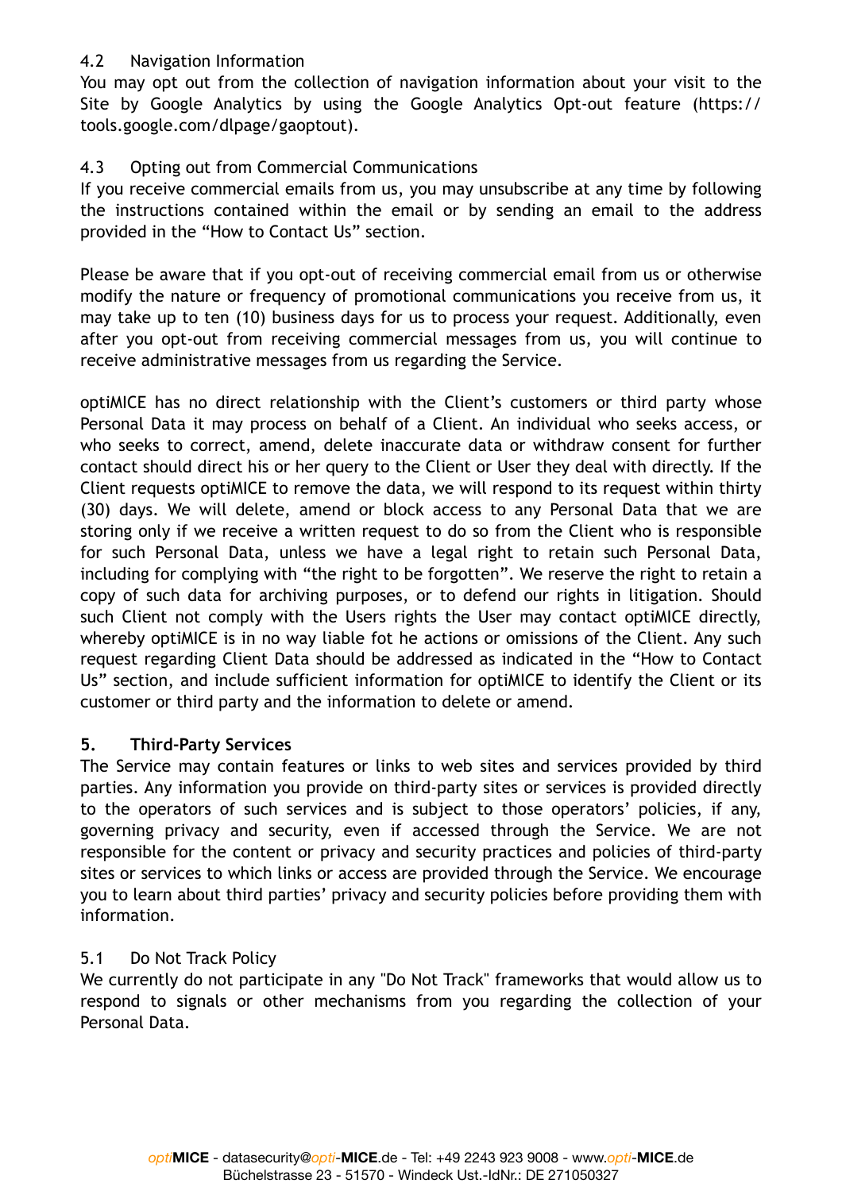### 4.2 Navigation Information

You may opt out from the collection of navigation information about your visit to the Site by Google Analytics by using the Google Analytics Opt-out feature (https://tools.google.com/dlpage/gaoptout).

### 4.3 Opting out from Commercial Communications

If you receive commercial emails from us, you may unsubscribe at any time by following the instructions contained within the email or by sending an email to the address provided in the "How to Contact Us" section.

Please be aware that if you opt-out of receiving commercial email from us or otherwise modify the nature or frequency of promotional communications you receive from us, it may take up to ten (10) business days for us to process your request. Additionally, even after you opt-out from receiving commercial messages from us, you will continue to receive administrative messages from us regarding the Service.

optiMICE has no direct relationship with the Client's customers or third party whose Personal Data it may process on behalf of a Client. An individual who seeks access, or who seeks to correct, amend, delete inaccurate data or withdraw consent for further contact should direct his or her query to the Client or User they deal with directly. If the Client requests optiMICE to remove the data, we will respond to its request within thirty (30) days. We will delete, amend or block access to any Personal Data that we are storing only if we receive a written request to do so from the Client who is responsible for such Personal Data, unless we have a legal right to retain such Personal Data, including for complying with "the right to be forgotten". We reserve the right to retain a copy of such data for archiving purposes, or to defend our rights in litigation. Should such Client not comply with the Users rights the User may contact optiMICE directly, whereby optiMICE is in no way liable fot he actions or omissions of the Client. Any such request regarding Client Data should be addressed as indicated in the "How to Contact Us" section, and include sufficient information for optiMICE to identify the Client or its customer or third party and the information to delete or amend.

## 5. Third-Party Services

The Service may contain features or links to web sites and services provided by third parties. Any information you provide on third-party sites or services is provided directly to the operators of such services and is subject to those operators' policies, if any, governing privacy and security, even if accessed through the Service. We are not responsible for the content or privacy and security practices and policies of third-party sites or services to which links or access are provided through the Service. We encourage you to learn about third parties' privacy and security policies before providing them with information.

### 5.1 Do Not Track Policy

We currently do not participate in any "Do Not Track" frameworks that would allow us to respond to signals or other mechanisms from you regarding the collection of your Personal Data.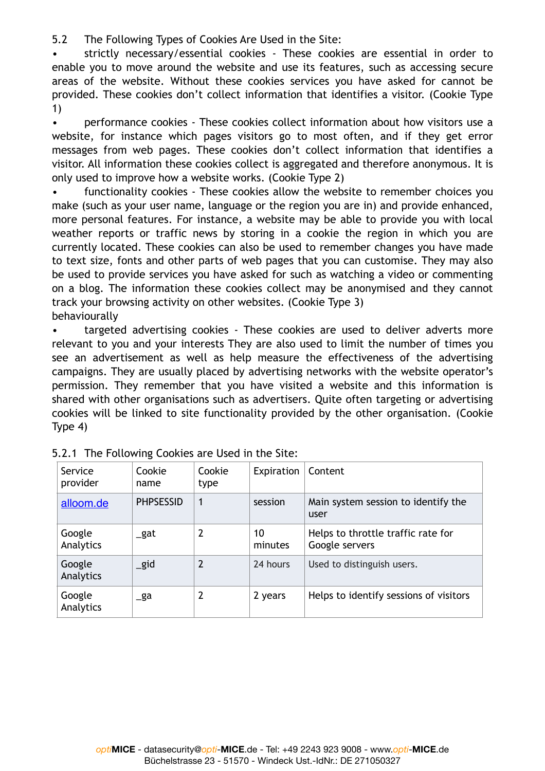5.2 The Following Types of Cookies Are Used in the Site:

- strictly necessary/essential cookies - These cookies are essential in order to enable you to move around the website and use its features, such as accessing secure areas of the website. Without these cookies services you have asked for cannot be provided. These cookies don't collect information that identifies a visitor. (Cookie Type 1)
- performance cookies - These cookies collect information about how visitors use a website, for instance which pages visitors go to most often, and if they get error messages from web pages. These cookies don't collect information that identifies a visitor. All information these cookies collect is aggregated and therefore anonymous. It is only used to improve how a website works. (Cookie Type 2)
- functionality cookies - These cookies allow the website to remember choices you make (such as your user name, language or the region you are in) and provide enhanced, more personal features. For instance, a website may be able to provide you with local weather reports or traffic news by storing in a cookie the region in which you are currently located. These cookies can also be used to remember changes you have made to text size, fonts and other parts of web pages that you can customise. They may also be used to provide services you have asked for such as watching a video or commenting on a blog. The information these cookies collect may be anonymised and they cannot track your browsing activity on other websites. (Cookie Type 3)

behaviourally

- targeted advertising cookies - These cookies are used to deliver adverts more relevant to you and your interests They are also used to limit the number of times you see an advertisement as well as help measure the effectiveness of the advertising campaigns. They are usually placed by advertising networks with the website operator's permission. They remember that you have visited a website and this information is shared with other organisations such as advertisers. Quite often targeting or advertising cookies will be linked to site functionality provided by the other organisation. (Cookie Type 4)

5.2.1 The Following Cookies are Used in the Site:

| Service provider | Cookie name | Cookie type | Expiration | Content |
|---|---|---|---|---|
| alloom.de | PHPSESSID | 1 | session | Main system session to identify the user |
| Google Analytics | _gat | 2 | 10 minutes | Helps to throttle traffic rate for Google servers |
| Google Analytics | _gid | 2 | 24 hours | Used to distinguish users. |
| Google Analytics | _ga | 2 | 2 years | Helps to identify sessions of visitors |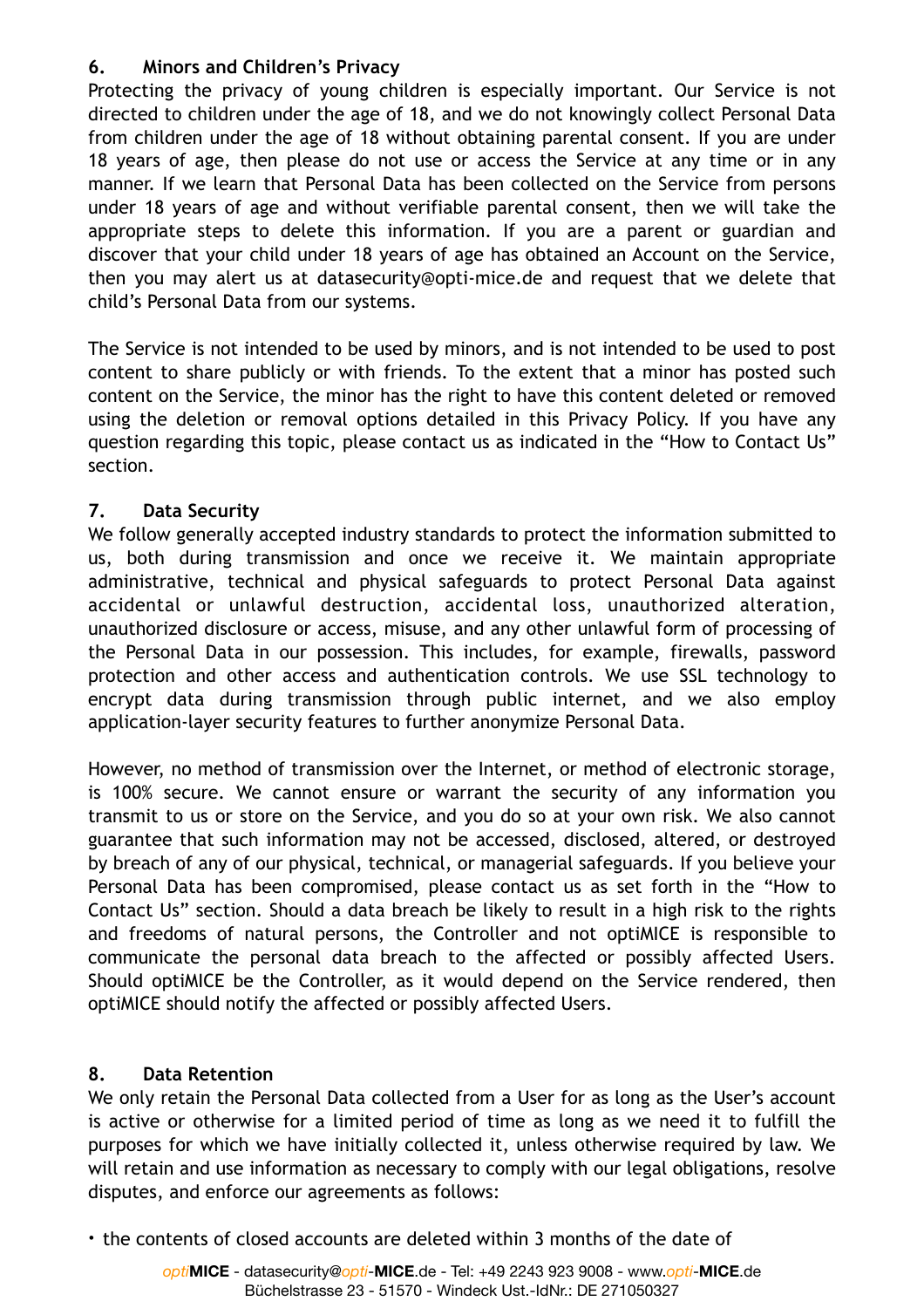## 6. Minors and Children's Privacy

Protecting the privacy of young children is especially important. Our Service is not directed to children under the age of 18, and we do not knowingly collect Personal Data from children under the age of 18 without obtaining parental consent. If you are under 18 years of age, then please do not use or access the Service at any time or in any manner. If we learn that Personal Data has been collected on the Service from persons under 18 years of age and without verifiable parental consent, then we will take the appropriate steps to delete this information. If you are a parent or guardian and discover that your child under 18 years of age has obtained an Account on the Service, then you may alert us at datasecurity@opti-mice.de and request that we delete that child's Personal Data from our systems.

The Service is not intended to be used by minors, and is not intended to be used to post content to share publicly or with friends. To the extent that a minor has posted such content on the Service, the minor has the right to have this content deleted or removed using the deletion or removal options detailed in this Privacy Policy. If you have any question regarding this topic, please contact us as indicated in the "How to Contact Us" section.

## 7. Data Security

We follow generally accepted industry standards to protect the information submitted to us, both during transmission and once we receive it. We maintain appropriate administrative, technical and physical safeguards to protect Personal Data against accidental or unlawful destruction, accidental loss, unauthorized alteration, unauthorized disclosure or access, misuse, and any other unlawful form of processing of the Personal Data in our possession. This includes, for example, firewalls, password protection and other access and authentication controls. We use SSL technology to encrypt data during transmission through public internet, and we also employ application-layer security features to further anonymize Personal Data.

However, no method of transmission over the Internet, or method of electronic storage, is 100% secure. We cannot ensure or warrant the security of any information you transmit to us or store on the Service, and you do so at your own risk. We also cannot guarantee that such information may not be accessed, disclosed, altered, or destroyed by breach of any of our physical, technical, or managerial safeguards. If you believe your Personal Data has been compromised, please contact us as set forth in the "How to Contact Us" section. Should a data breach be likely to result in a high risk to the rights and freedoms of natural persons, the Controller and not optiMICE is responsible to communicate the personal data breach to the affected or possibly affected Users. Should optiMICE be the Controller, as it would depend on the Service rendered, then optiMICE should notify the affected or possibly affected Users.

## 8. Data Retention

We only retain the Personal Data collected from a User for as long as the User's account is active or otherwise for a limited period of time as long as we need it to fulfill the purposes for which we have initially collected it, unless otherwise required by law. We will retain and use information as necessary to comply with our legal obligations, resolve disputes, and enforce our agreements as follows:

- the contents of closed accounts are deleted within 3 months of the date of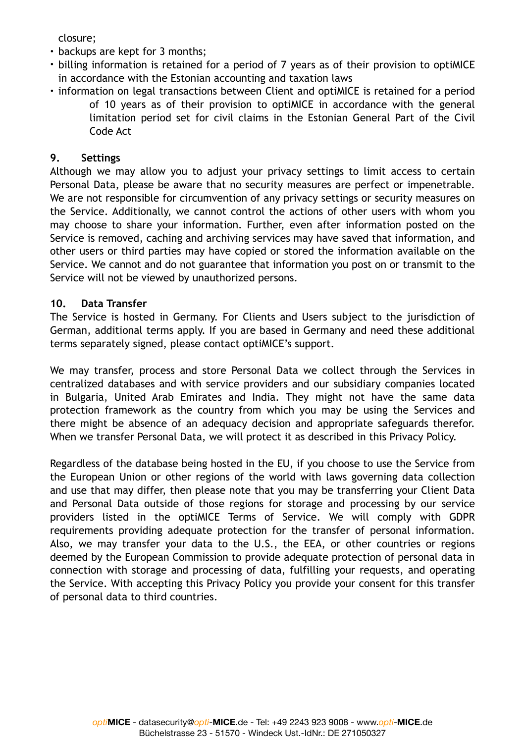closure;

- backups are kept for 3 months;
- billing information is retained for a period of 7 years as of their provision to optiMICE in accordance with the Estonian accounting and taxation laws
- information on legal transactions between Client and optiMICE is retained for a period of 10 years as of their provision to optiMICE in accordance with the general limitation period set for civil claims in the Estonian General Part of the Civil Code Act

## 9. Settings

Although we may allow you to adjust your privacy settings to limit access to certain Personal Data, please be aware that no security measures are perfect or impenetrable. We are not responsible for circumvention of any privacy settings or security measures on the Service. Additionally, we cannot control the actions of other users with whom you may choose to share your information. Further, even after information posted on the Service is removed, caching and archiving services may have saved that information, and other users or third parties may have copied or stored the information available on the Service. We cannot and do not guarantee that information you post on or transmit to the Service will not be viewed by unauthorized persons.

## 10. Data Transfer

The Service is hosted in Germany. For Clients and Users subject to the jurisdiction of German, additional terms apply. If you are based in Germany and need these additional terms separately signed, please contact optiMICE's support.

We may transfer, process and store Personal Data we collect through the Services in centralized databases and with service providers and our subsidiary companies located in Bulgaria, United Arab Emirates and India. They might not have the same data protection framework as the country from which you may be using the Services and there might be absence of an adequacy decision and appropriate safeguards therefor. When we transfer Personal Data, we will protect it as described in this Privacy Policy.

Regardless of the database being hosted in the EU, if you choose to use the Service from the European Union or other regions of the world with laws governing data collection and use that may differ, then please note that you may be transferring your Client Data and Personal Data outside of those regions for storage and processing by our service providers listed in the optiMICE Terms of Service. We will comply with GDPR requirements providing adequate protection for the transfer of personal information. Also, we may transfer your data to the U.S., the EEA, or other countries or regions deemed by the European Commission to provide adequate protection of personal data in connection with storage and processing of data, fulfilling your requests, and operating the Service. With accepting this Privacy Policy you provide your consent for this transfer of personal data to third countries.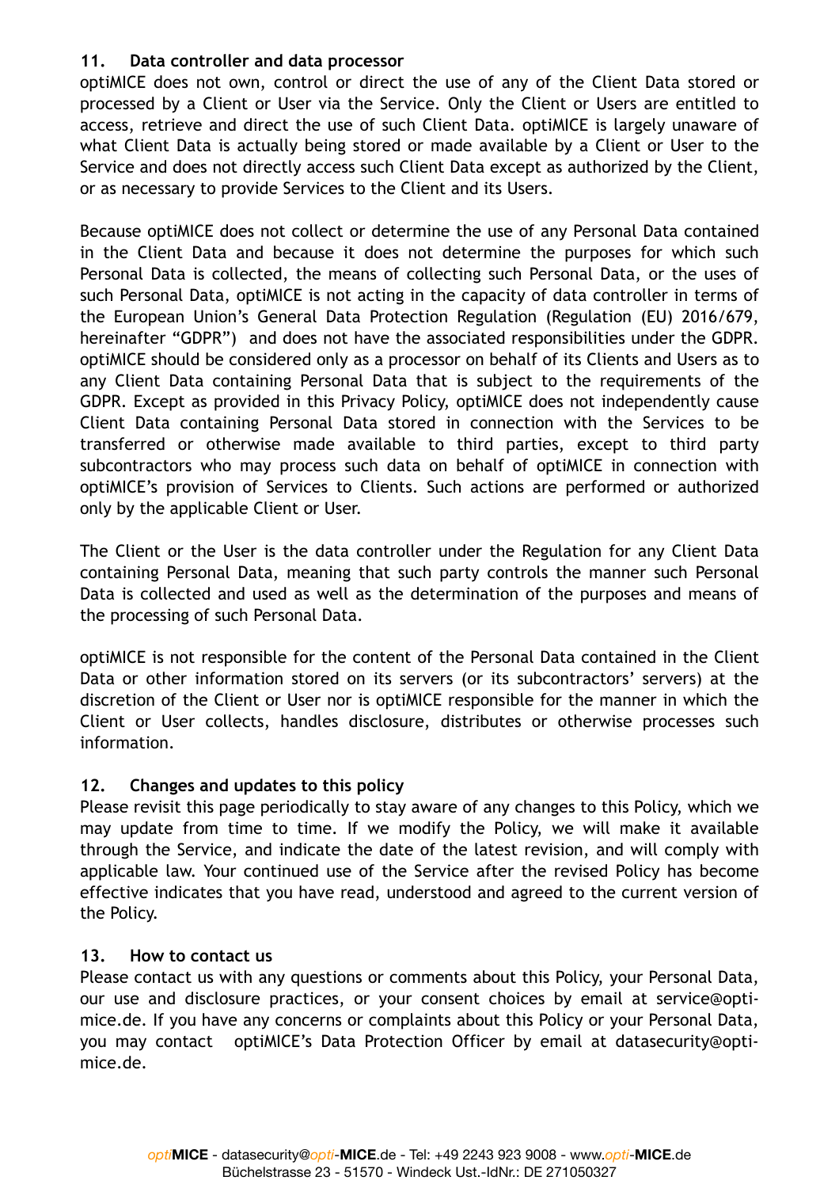## 11. Data controller and data processor

optiMICE does not own, control or direct the use of any of the Client Data stored or processed by a Client or User via the Service. Only the Client or Users are entitled to access, retrieve and direct the use of such Client Data. optiMICE is largely unaware of what Client Data is actually being stored or made available by a Client or User to the Service and does not directly access such Client Data except as authorized by the Client, or as necessary to provide Services to the Client and its Users.

Because optiMICE does not collect or determine the use of any Personal Data contained in the Client Data and because it does not determine the purposes for which such Personal Data is collected, the means of collecting such Personal Data, or the uses of such Personal Data, optiMICE is not acting in the capacity of data controller in terms of the European Union's General Data Protection Regulation (Regulation (EU) 2016/679, hereinafter "GDPR") and does not have the associated responsibilities under the GDPR. optiMICE should be considered only as a processor on behalf of its Clients and Users as to any Client Data containing Personal Data that is subject to the requirements of the GDPR. Except as provided in this Privacy Policy, optiMICE does not independently cause Client Data containing Personal Data stored in connection with the Services to be transferred or otherwise made available to third parties, except to third party subcontractors who may process such data on behalf of optiMICE in connection with optiMICE's provision of Services to Clients. Such actions are performed or authorized only by the applicable Client or User.

The Client or the User is the data controller under the Regulation for any Client Data containing Personal Data, meaning that such party controls the manner such Personal Data is collected and used as well as the determination of the purposes and means of the processing of such Personal Data.

optiMICE is not responsible for the content of the Personal Data contained in the Client Data or other information stored on its servers (or its subcontractors' servers) at the discretion of the Client or User nor is optiMICE responsible for the manner in which the Client or User collects, handles disclosure, distributes or otherwise processes such information.

## 12. Changes and updates to this policy

Please revisit this page periodically to stay aware of any changes to this Policy, which we may update from time to time. If we modify the Policy, we will make it available through the Service, and indicate the date of the latest revision, and will comply with applicable law. Your continued use of the Service after the revised Policy has become effective indicates that you have read, understood and agreed to the current version of the Policy.

## 13. How to contact us

Please contact us with any questions or comments about this Policy, your Personal Data, our use and disclosure practices, or your consent choices by email at service@opti-mice.de. If you have any concerns or complaints about this Policy or your Personal Data, you may contact optiMICE's Data Protection Officer by email at datasecurity@opti-mice.de.